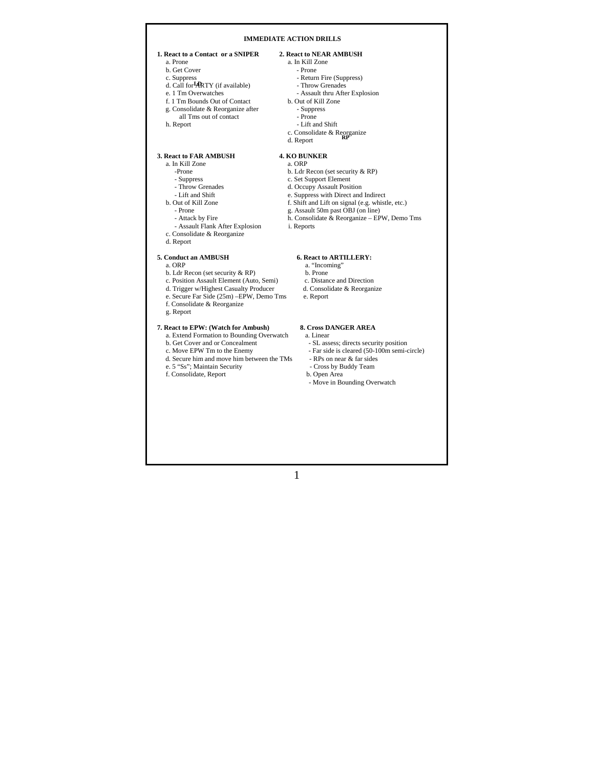# IMMEDIATE ACTION DRILLS

**1. React to a Contact or a SNIPER**

a. Prone
b. Get Cover
c. Suppress
d. Call for ARTY (if available)
e. 1 Tm Overwatches
f. 1 Tm Bounds Out of Contact
g. Consolidate & Reorganize after all Tms out of contact
h. Report

**2. React to NEAR AMBUSH**

a. In Kill Zone
- Prone
- Return Fire (Suppress)
- Throw Grenades
- Assault thru After Explosion

b. Out of Kill Zone
- Suppress
- Prone
- Lift and Shift

c. Consolidate & Reorganize
d. Report

**3. React to FAR AMBUSH**

a. In Kill Zone
- Prone
- Suppress
- Throw Grenades
- Lift and Shift

b. Out of Kill Zone
- Prone
- Attack by Fire
- Assault Flank After Explosion

c. Consolidate & Reorganize
d. Report

**4. KO BUNKER**

a. ORP
b. Ldr Recon (set security & RP)
c. Set Support Element
d. Occupy Assault Position
e. Suppress with Direct and Indirect
f. Shift and Lift on signal (e.g. whistle, etc.)
g. Assault 50m past OBJ (on line)
h. Consolidate & Reorganize – EPW, Demo Tms
i. Reports

**5. Conduct an AMBUSH**

a. ORP
b. Ldr Recon (set security & RP)
c. Position Assault Element (Auto, Semi)
d. Trigger w/Highest Casualty Producer
e. Secure Far Side (25m) –EPW, Demo Tms
f. Consolidate & Reorganize
g. Report

**6. React to ARTILLERY:**

a. "Incoming"
b. Prone
c. Distance and Direction
d. Consolidate & Reorganize
e. Report

**7. React to EPW: (Watch for Ambush)**

a. Extend Formation to Bounding Overwatch
b. Get Cover and or Concealment
c. Move EPW Tm to the Enemy
d. Secure him and move him between the TMs
e. 5 "Ss"; Maintain Security
f. Consolidate, Report

**8. Cross DANGER AREA**

a. Linear
- SL assess; directs security position
- Far side is cleared (50-100m semi-circle)
- RPs on near & far sides
- Cross by Buddy Team

b. Open Area
- Move in Bounding Overwatch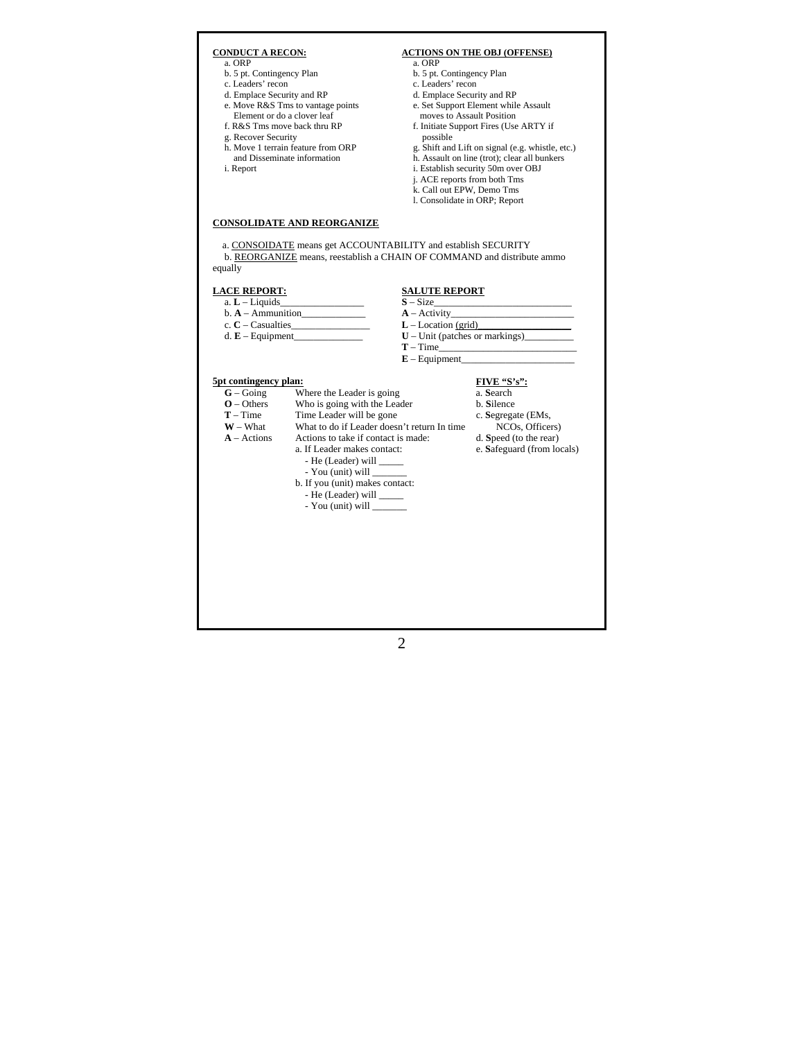**CONDUCT A RECON:**

a. ORP
b. 5 pt. Contingency Plan
c. Leaders' recon
d. Emplace Security and RP
e. Move R&S Tms to vantage points Element or do a clover leaf
f. R&S Tms move back thru RP
g. Recover Security
h. Move 1 terrain feature from ORP and Disseminate information
i. Report

**ACTIONS ON THE OBJ (OFFENSE)**

a. ORP
b. 5 pt. Contingency Plan
c. Leaders' recon
d. Emplace Security and RP
e. Set Support Element while Assault moves to Assault Position
f. Initiate Support Fires (Use ARTY if possible
g. Shift and Lift on signal (e.g. whistle, etc.)
h. Assault on line (trot); clear all bunkers
i. Establish security 50m over OBJ
j. ACE reports from both Tms
k. Call out EPW, Demo Tms
l. Consolidate in ORP; Report

**CONSOLIDATE AND REORGANIZE**

a. CONSOIDATE means get ACCOUNTABILITY and establish SECURITY
b. REORGANIZE means, reestablish a CHAIN OF COMMAND and distribute ammo equally

**LACE REPORT:**

a. **L** – Liquids________________
b. **A** – Ammunition_____________
c. **C** – Casualties________________
d. **E** – Equipment______________

**SALUTE REPORT**

**S** – Size___________________________
**A** – Activity_________________________
**L** – Location (grid)___________________
**U** – Unit (patches or markings)__________
**T** – Time____________________________
**E** – Equipment_______________________

**5pt contingency plan:**

**G** – Going — Where the Leader is going
**O** – Others — Who is going with the Leader
**T** – Time — Time Leader will be gone
**W** – What — What to do if Leader doesn't return In time
**A** – Actions — Actions to take if contact is made:

a. If Leader makes contact:
- He (Leader) will _____
- You (unit) will _______

b. If you (unit) makes contact:
- He (Leader) will _____
- You (unit) will _______

**FIVE "S's":**

a. **S**earch
b. **S**ilence
c. **S**egregate (EMs, NCOs, Officers)
d. **S**peed (to the rear)
e. **S**afeguard (from locals)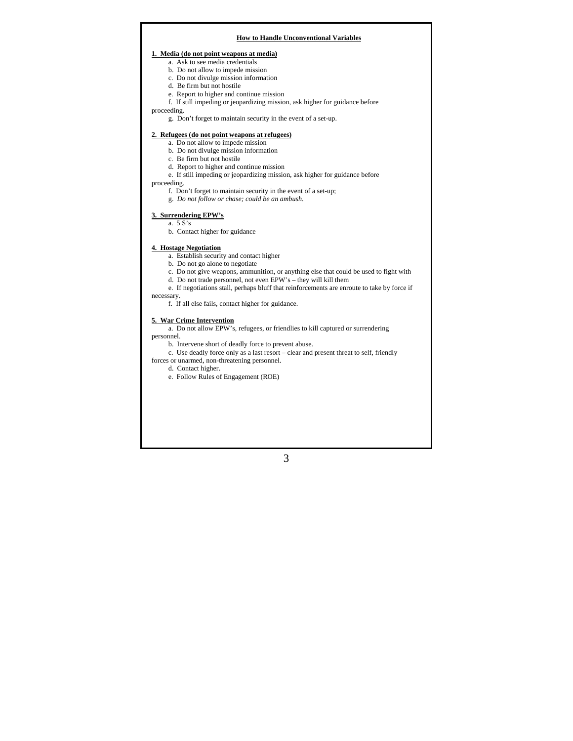## How to Handle Unconventional Variables

**1. Media (do not point weapons at media)**

a. Ask to see media credentials
b. Do not allow to impede mission
c. Do not divulge mission information
d. Be firm but not hostile
e. Report to higher and continue mission
f. If still impeding or jeopardizing mission, ask higher for guidance before proceeding.
g. Don't forget to maintain security in the event of a set-up.

**2. Refugees (do not point weapons at refugees)**

a. Do not allow to impede mission
b. Do not divulge mission information
c. Be firm but not hostile
d. Report to higher and continue mission
e. If still impeding or jeopardizing mission, ask higher for guidance before proceeding.
f. Don't forget to maintain security in the event of a set-up;
g. *Do not follow or chase; could be an ambush.*

**3. Surrendering EPW's**

a. 5 S's
b. Contact higher for guidance

**4. Hostage Negotiation**

a. Establish security and contact higher
b. Do not go alone to negotiate
c. Do not give weapons, ammunition, or anything else that could be used to fight with
d. Do not trade personnel, not even EPW's – they will kill them
e. If negotiations stall, perhaps bluff that reinforcements are enroute to take by force if necessary.
f. If all else fails, contact higher for guidance.

**5. War Crime Intervention**

a. Do not allow EPW's, refugees, or friendlies to kill captured or surrendering personnel.
b. Intervene short of deadly force to prevent abuse.
c. Use deadly force only as a last resort – clear and present threat to self, friendly forces or unarmed, non-threatening personnel.
d. Contact higher.
e. Follow Rules of Engagement (ROE)